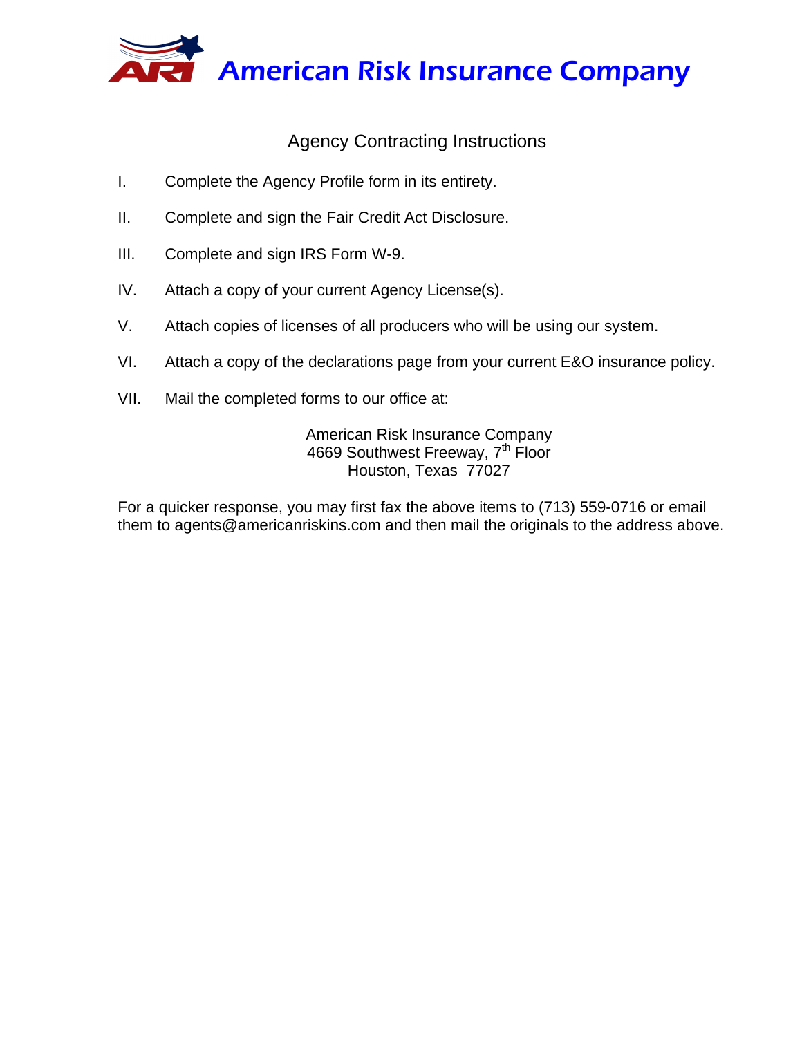# American Risk Insurance Company

## Agency Contracting Instructions

I. Complete the Agency Profile form in its entirety.

II. Complete and sign the Fair Credit Act Disclosure.

III. Complete and sign IRS Form W-9.

IV. Attach a copy of your current Agency License(s).

V. Attach copies of licenses of all producers who will be using our system.

VI. Attach a copy of the declarations page from your current E&O insurance policy.

VII. Mail the completed forms to our office at:

American Risk Insurance Company
4669 Southwest Freeway, 7th Floor
Houston, Texas 77027

For a quicker response, you may first fax the above items to (713) 559-0716 or email them to agents@americanriskins.com and then mail the originals to the address above.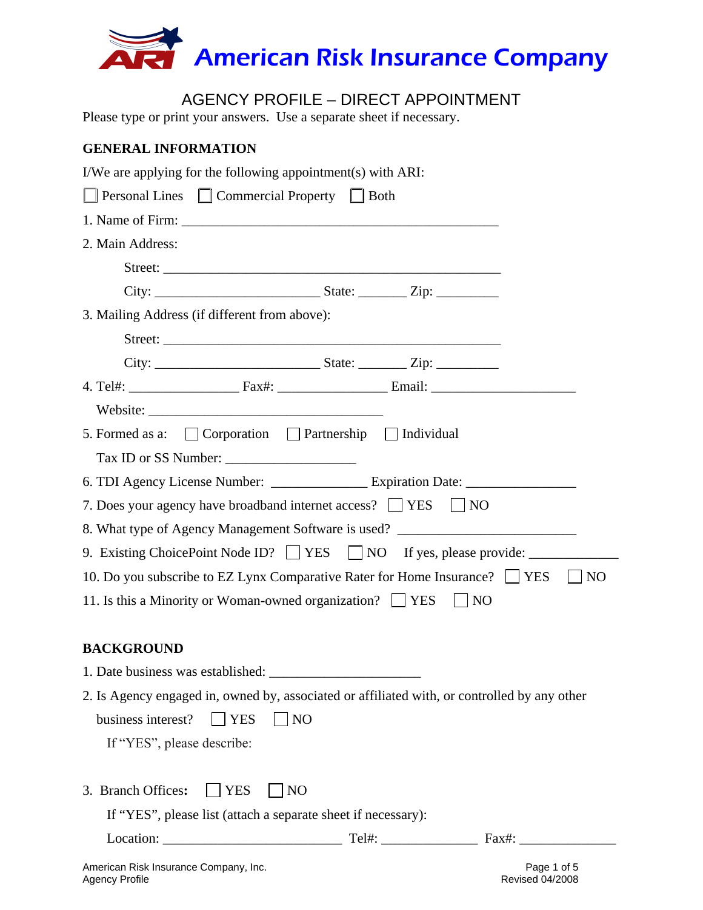# American Risk Insurance Company

## AGENCY PROFILE – DIRECT APPOINTMENT

Please type or print your answers. Use a separate sheet if necessary.

### GENERAL INFORMATION

I/We are applying for the following appointment(s) with ARI:

☐ Personal Lines ☐ Commercial Property ☐ Both

1. Name of Firm: ______________________________________________

2. Main Address:

   Street: ______________________________________________

   City: ________________________ State: _______ Zip: _________

3. Mailing Address (if different from above):

   Street: ______________________________________________

   City: ________________________ State: _______ Zip: _________

4. Tel#: ________________ Fax#: ________________ Email: _____________________

   Website: __________________________________

5. Formed as a: ☐ Corporation ☐ Partnership ☐ Individual

   Tax ID or SS Number: ___________________

6. TDI Agency License Number: ______________ Expiration Date: ________________

7. Does your agency have broadband internet access? ☐ YES ☐ NO

8. What type of Agency Management Software is used? ________________________

9. Existing ChoicePoint Node ID? ☐ YES ☐ NO If yes, please provide: _____________

10. Do you subscribe to EZ Lynx Comparative Rater for Home Insurance? ☐ YES ☐ NO

11. Is this a Minority or Woman-owned organization? ☐ YES ☐ NO

### BACKGROUND

1. Date business was established: ______________________

2. Is Agency engaged in, owned by, associated or affiliated with, or controlled by any other business interest? ☐ YES ☐ NO

   If "YES", please describe:

3. Branch Offices: ☐ YES ☐ NO

   If "YES", please list (attach a separate sheet if necessary):

   Location: __________________________ Tel#: ______________ Fax#: ______________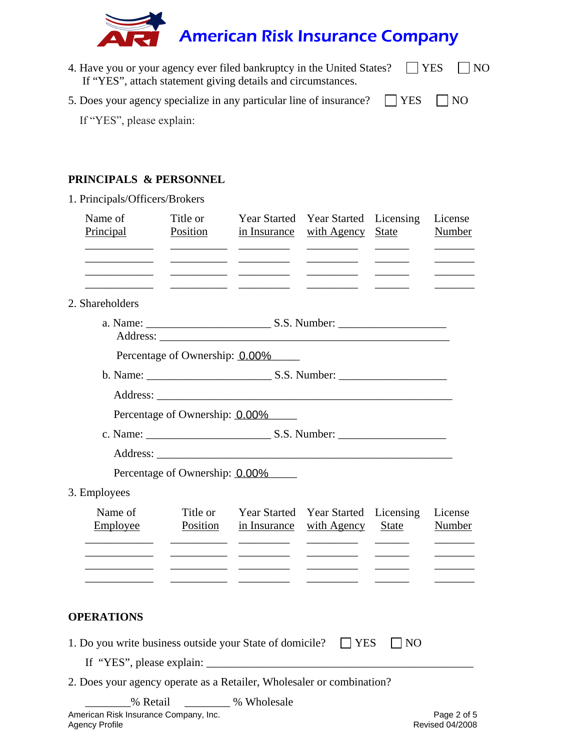American Risk Insurance Company

4. Have you or your agency ever filed bankruptcy in the United States? ☐ YES ☐ NO
   If "YES", attach statement giving details and circumstances.

5. Does your agency specialize in any particular line of insurance? ☐ YES ☐ NO
   If "YES", please explain:

## PRINCIPALS & PERSONNEL

1. Principals/Officers/Brokers

| Name of Principal | Title or Position | Year Started in Insurance | Year Started with Agency | Licensing State | License Number |
|---|---|---|---|---|---|
| | | | | | |
| | | | | | |
| | | | | | |
| | | | | | |

2. Shareholders

   a. Name: ____________________ S.S. Number: ________________
   Address: ______________________________________________
   Percentage of Ownership: 0.00%

   b. Name: ____________________ S.S. Number: ________________
   Address: ______________________________________________
   Percentage of Ownership: 0.00%

   c. Name: ____________________ S.S. Number: ________________
   Address: ______________________________________________
   Percentage of Ownership: 0.00%

3. Employees

| Name of Employee | Title or Position | Year Started in Insurance | Year Started with Agency | Licensing State | License Number |
|---|---|---|---|---|---|
| | | | | | |
| | | | | | |
| | | | | | |
| | | | | | |

## OPERATIONS

1. Do you write business outside your State of domicile? ☐ YES ☐ NO
   If "YES", please explain: ______________________________________

2. Does your agency operate as a Retailer, Wholesaler or combination?
   ________% Retail ________ % Wholesale

American Risk Insurance Company, Inc.
Agency Profile
Revised 04/2008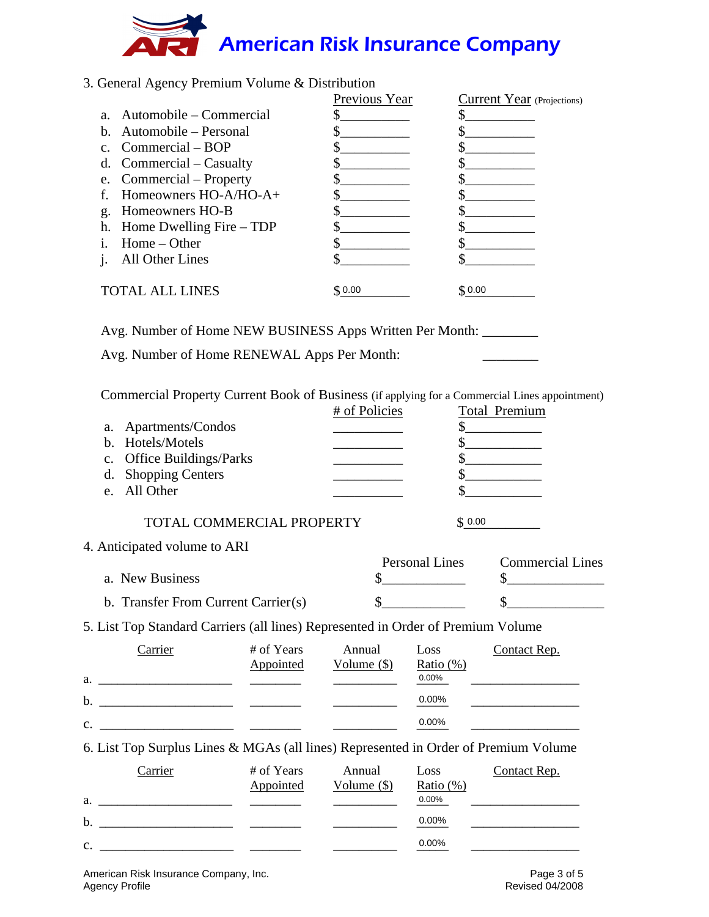# American Risk Insurance Company

3. General Agency Premium Volume & Distribution

| | Previous Year | Current Year (Projections) |
|---|---|---|
| a. Automobile – Commercial | $__________ | $__________ |
| b. Automobile – Personal | $__________ | $__________ |
| c. Commercial – BOP | $__________ | $__________ |
| d. Commercial – Casualty | $__________ | $__________ |
| e. Commercial – Property | $__________ | $__________ |
| f. Homeowners HO-A/HO-A+ | $__________ | $__________ |
| g. Homeowners HO-B | $__________ | $__________ |
| h. Home Dwelling Fire – TDP | $__________ | $__________ |
| i. Home – Other | $__________ | $__________ |
| j. All Other Lines | $__________ | $__________ |
| TOTAL ALL LINES | $ 0.00 | $ 0.00 |

Avg. Number of Home NEW BUSINESS Apps Written Per Month: ________

Avg. Number of Home RENEWAL Apps Per Month: ________

Commercial Property Current Book of Business (if applying for a Commercial Lines appointment)

| | # of Policies | Total Premium |
|---|---|---|
| a. Apartments/Condos | __________ | $__________ |
| b. Hotels/Motels | __________ | $__________ |
| c. Office Buildings/Parks | __________ | $__________ |
| d. Shopping Centers | __________ | $__________ |
| e. All Other | __________ | $__________ |
| TOTAL COMMERCIAL PROPERTY | | $ 0.00 |

4. Anticipated volume to ARI

| | Personal Lines | Commercial Lines |
|---|---|---|
| a. New Business | $____________ | $______________ |
| b. Transfer From Current Carrier(s) | $____________ | $______________ |

5. List Top Standard Carriers (all lines) Represented in Order of Premium Volume

| | Carrier | # of Years Appointed | Annual Volume ($) | Loss Ratio (%) | Contact Rep. |
|---|---|---|---|---|---|
| a. | ____________________ | ________ | __________ | 0.00% | ________________ |
| b. | ____________________ | ________ | __________ | 0.00% | ________________ |
| c. | ____________________ | ________ | __________ | 0.00% | ________________ |

6. List Top Surplus Lines & MGAs (all lines) Represented in Order of Premium Volume

| | Carrier | # of Years Appointed | Annual Volume ($) | Loss Ratio (%) | Contact Rep. |
|---|---|---|---|---|---|
| a. | ____________________ | ________ | __________ | 0.00% | ________________ |
| b. | ____________________ | ________ | __________ | 0.00% | ________________ |
| c. | ____________________ | ________ | __________ | 0.00% | ________________ |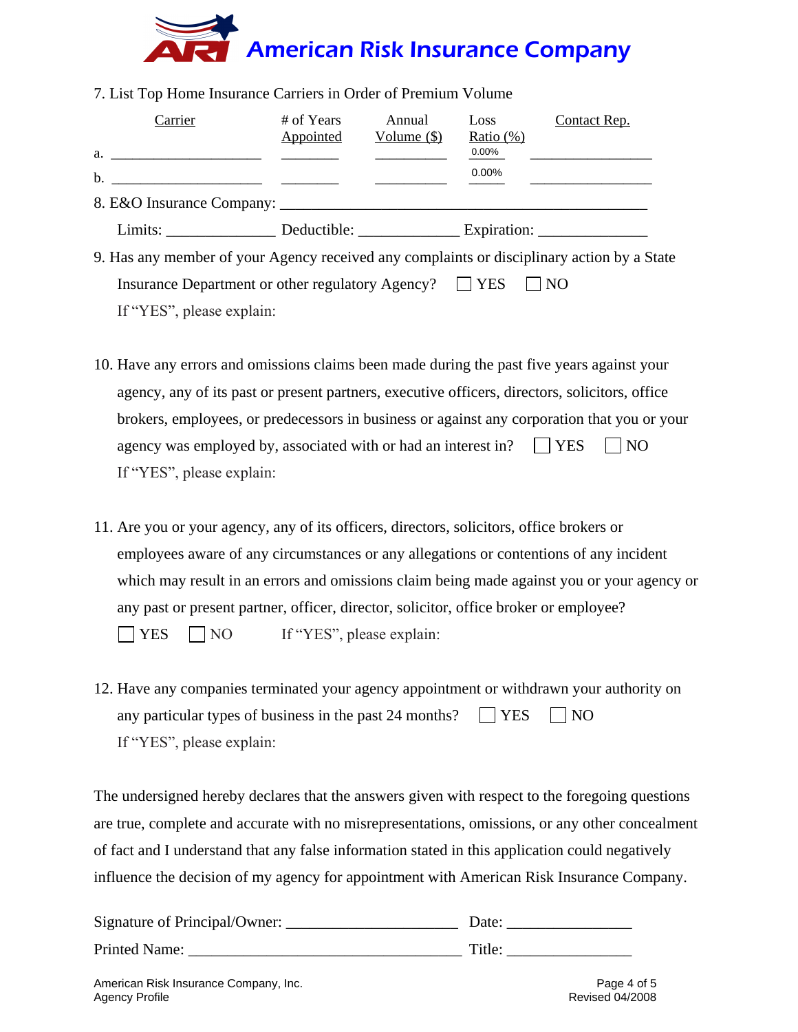# American Risk Insurance Company

7. List Top Home Insurance Carriers in Order of Premium Volume

| | Carrier | # of Years Appointed | Annual Volume ($) | Loss Ratio (%) | Contact Rep. |
|---|---|---|---|---|---|
| a. | ____________________ | ________ | __________ | 0.00% | _________________ |
| b. | ____________________ | ________ | __________ | 0.00% | _________________ |

8. E&O Insurance Company: _______________________________________________

   Limits: _____________ Deductible: _____________ Expiration: _____________

9. Has any member of your Agency received any complaints or disciplinary action by a State Insurance Department or other regulatory Agency? ☐ YES ☐ NO

   If "YES", please explain:

10. Have any errors and omissions claims been made during the past five years against your agency, any of its past or present partners, executive officers, directors, solicitors, office brokers, employees, or predecessors in business or against any corporation that you or your agency was employed by, associated with or had an interest in? ☐ YES ☐ NO

    If "YES", please explain:

11. Are you or your agency, any of its officers, directors, solicitors, office brokers or employees aware of any circumstances or any allegations or contentions of any incident which may result in an errors and omissions claim being made against you or your agency or any past or present partner, officer, director, solicitor, office broker or employee?

    ☐ YES ☐ NO If "YES", please explain:

12. Have any companies terminated your agency appointment or withdrawn your authority on any particular types of business in the past 24 months? ☐ YES ☐ NO

    If "YES", please explain:

The undersigned hereby declares that the answers given with respect to the foregoing questions are true, complete and accurate with no misrepresentations, omissions, or any other concealment of fact and I understand that any false information stated in this application could negatively influence the decision of my agency for appointment with American Risk Insurance Company.

Signature of Principal/Owner: _____________________ Date: _______________

Printed Name: __________________________________ Title: _______________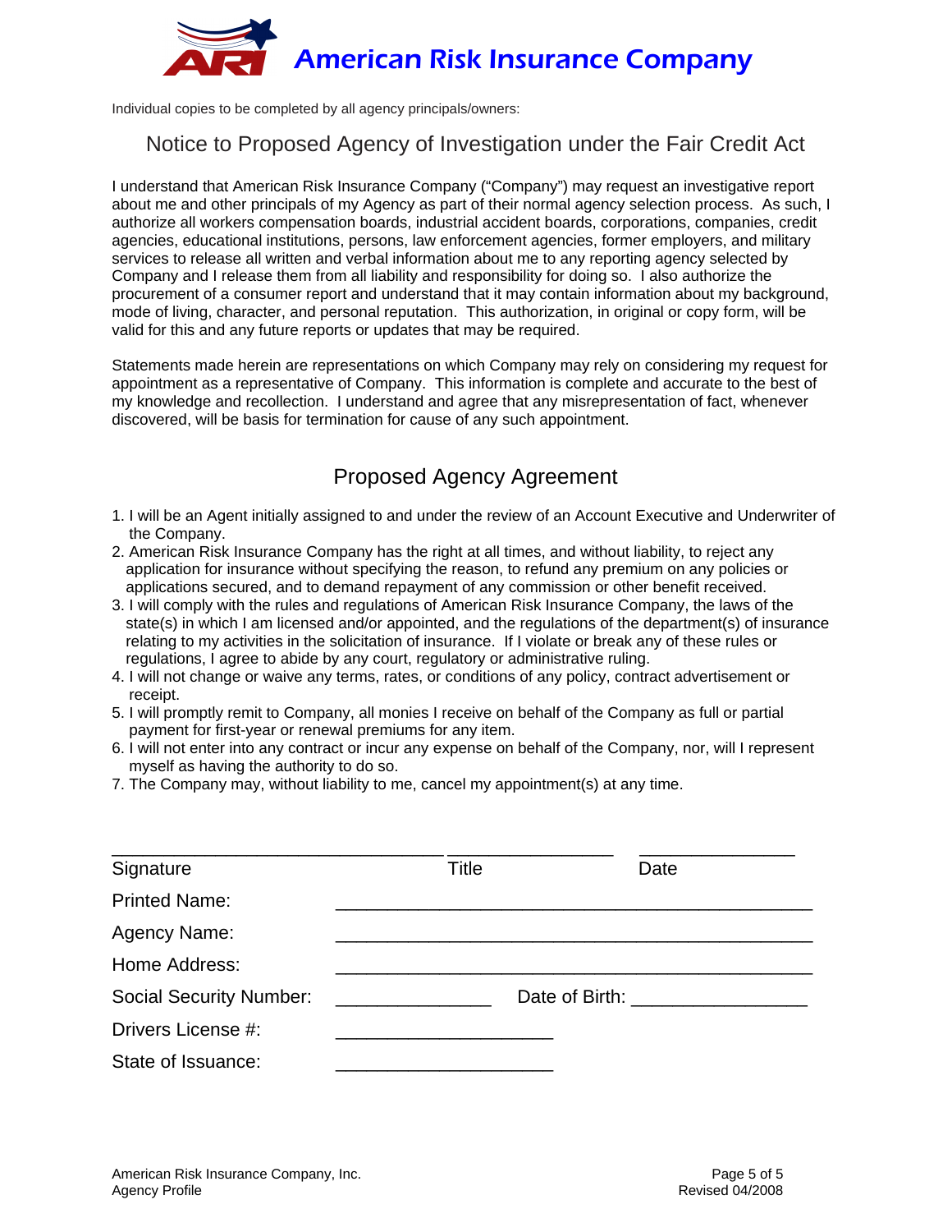# American Risk Insurance Company

Individual copies to be completed by all agency principals/owners:

## Notice to Proposed Agency of Investigation under the Fair Credit Act

I understand that American Risk Insurance Company ("Company") may request an investigative report about me and other principals of my Agency as part of their normal agency selection process. As such, I authorize all workers compensation boards, industrial accident boards, corporations, companies, credit agencies, educational institutions, persons, law enforcement agencies, former employers, and military services to release all written and verbal information about me to any reporting agency selected by Company and I release them from all liability and responsibility for doing so. I also authorize the procurement of a consumer report and understand that it may contain information about my background, mode of living, character, and personal reputation. This authorization, in original or copy form, will be valid for this and any future reports or updates that may be required.

Statements made herein are representations on which Company may rely on considering my request for appointment as a representative of Company. This information is complete and accurate to the best of my knowledge and recollection. I understand and agree that any misrepresentation of fact, whenever discovered, will be basis for termination for cause of any such appointment.

## Proposed Agency Agreement

1. I will be an Agent initially assigned to and under the review of an Account Executive and Underwriter of the Company.
2. American Risk Insurance Company has the right at all times, and without liability, to reject any application for insurance without specifying the reason, to refund any premium on any policies or applications secured, and to demand repayment of any commission or other benefit received.
3. I will comply with the rules and regulations of American Risk Insurance Company, the laws of the state(s) in which I am licensed and/or appointed, and the regulations of the department(s) of insurance relating to my activities in the solicitation of insurance. If I violate or break any of these rules or regulations, I agree to abide by any court, regulatory or administrative ruling.
4. I will not change or waive any terms, rates, or conditions of any policy, contract advertisement or receipt.
5. I will promptly remit to Company, all monies I receive on behalf of the Company as full or partial payment for first-year or renewal premiums for any item.
6. I will not enter into any contract or incur any expense on behalf of the Company, nor, will I represent myself as having the authority to do so.
7. The Company may, without liability to me, cancel my appointment(s) at any time.

_________________________________ ________________ _______________

Signature Title Date

Printed Name: _______________________________________________

Agency Name: _______________________________________________

Home Address: _______________________________________________

Social Security Number: _______________ Date of Birth: _________________

Drivers License #: _____________________

State of Issuance: _____________________

American Risk Insurance Company, Inc.
Agency Profile

Revised 04/2008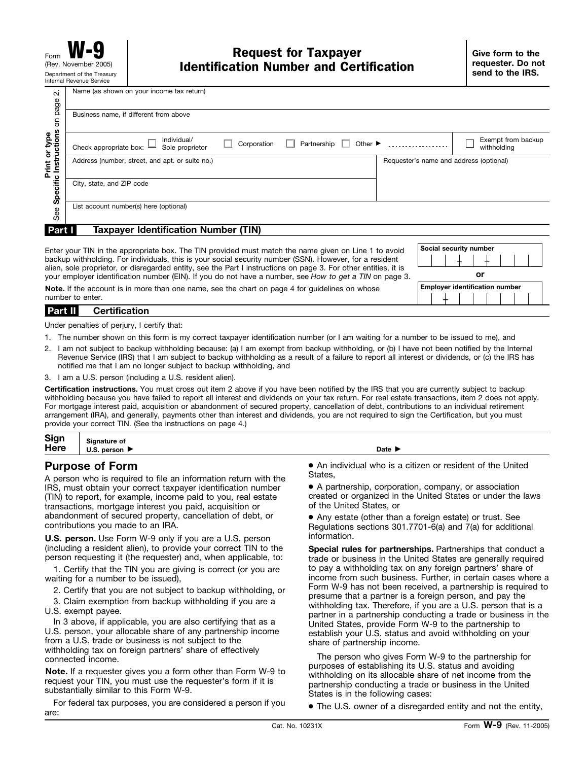Form **W-9**
(Rev. November 2005)
Department of the Treasury
Internal Revenue Service

# Request for Taxpayer Identification Number and Certification

**Give form to the requester. Do not send to the IRS.**

Print or type
See **Specific Instructions** on page 2.

Name (as shown on your income tax return)

Business name, if different from above

Check appropriate box: ☐ Individual/ Sole proprietor ☐ Corporation ☐ Partnership ☐ Other ▶ ................ ☐ Exempt from backup withholding

Address (number, street, and apt. or suite no.)

Requester's name and address (optional)

City, state, and ZIP code

List account number(s) here (optional)

## Part I Taxpayer Identification Number (TIN)

Enter your TIN in the appropriate box. The TIN provided must match the name given on Line 1 to avoid backup withholding. For individuals, this is your social security number (SSN). However, for a resident alien, sole proprietor, or disregarded entity, see the Part I instructions on page 3. For other entities, it is your employer identification number (EIN). If you do not have a number, see *How to get a TIN* on page 3.

**Social security number**

**or**

**Employer identification number**

**Note.** If the account is in more than one name, see the chart on page 4 for guidelines on whose number to enter.

## Part II Certification

Under penalties of perjury, I certify that:

1. The number shown on this form is my correct taxpayer identification number (or I am waiting for a number to be issued to me), and
2. I am not subject to backup withholding because: (a) I am exempt from backup withholding, or (b) I have not been notified by the Internal Revenue Service (IRS) that I am subject to backup withholding as a result of a failure to report all interest or dividends, or (c) the IRS has notified me that I am no longer subject to backup withholding, and
3. I am a U.S. person (including a U.S. resident alien).

**Certification instructions.** You must cross out item 2 above if you have been notified by the IRS that you are currently subject to backup withholding because you have failed to report all interest and dividends on your tax return. For real estate transactions, item 2 does not apply. For mortgage interest paid, acquisition or abandonment of secured property, cancellation of debt, contributions to an individual retirement arrangement (IRA), and generally, payments other than interest and dividends, you are not required to sign the Certification, but you must provide your correct TIN. (See the instructions on page 4.)

**Sign Here** Signature of U.S. person ▶ Date ▶

## Purpose of Form

A person who is required to file an information return with the IRS, must obtain your correct taxpayer identification number (TIN) to report, for example, income paid to you, real estate transactions, mortgage interest you paid, acquisition or abandonment of secured property, cancellation of debt, or contributions you made to an IRA.

**U.S. person.** Use Form W-9 only if you are a U.S. person (including a resident alien), to provide your correct TIN to the person requesting it (the requester) and, when applicable, to:

1. Certify that the TIN you are giving is correct (or you are waiting for a number to be issued),
2. Certify that you are not subject to backup withholding, or
3. Claim exemption from backup withholding if you are a U.S. exempt payee.

In 3 above, if applicable, you are also certifying that as a U.S. person, your allocable share of any partnership income from a U.S. trade or business is not subject to the withholding tax on foreign partners' share of effectively connected income.

**Note.** If a requester gives you a form other than Form W-9 to request your TIN, you must use the requester's form if it is substantially similar to this Form W-9.

For federal tax purposes, you are considered a person if you are:

- An individual who is a citizen or resident of the United States,
- A partnership, corporation, company, or association created or organized in the United States or under the laws of the United States, or
- Any estate (other than a foreign estate) or trust. See Regulations sections 301.7701-6(a) and 7(a) for additional information.

**Special rules for partnerships.** Partnerships that conduct a trade or business in the United States are generally required to pay a withholding tax on any foreign partners' share of income from such business. Further, in certain cases where a Form W-9 has not been received, a partnership is required to presume that a partner is a foreign person, and pay the withholding tax. Therefore, if you are a U.S. person that is a partner in a partnership conducting a trade or business in the United States, provide Form W-9 to the partnership to establish your U.S. status and avoid withholding on your share of partnership income.

The person who gives Form W-9 to the partnership for purposes of establishing its U.S. status and avoiding withholding on its allocable share of net income from the partnership conducting a trade or business in the United States is in the following cases:

- The U.S. owner of a disregarded entity and not the entity,

Cat. No. 10231X Form **W-9** (Rev. 11-2005)